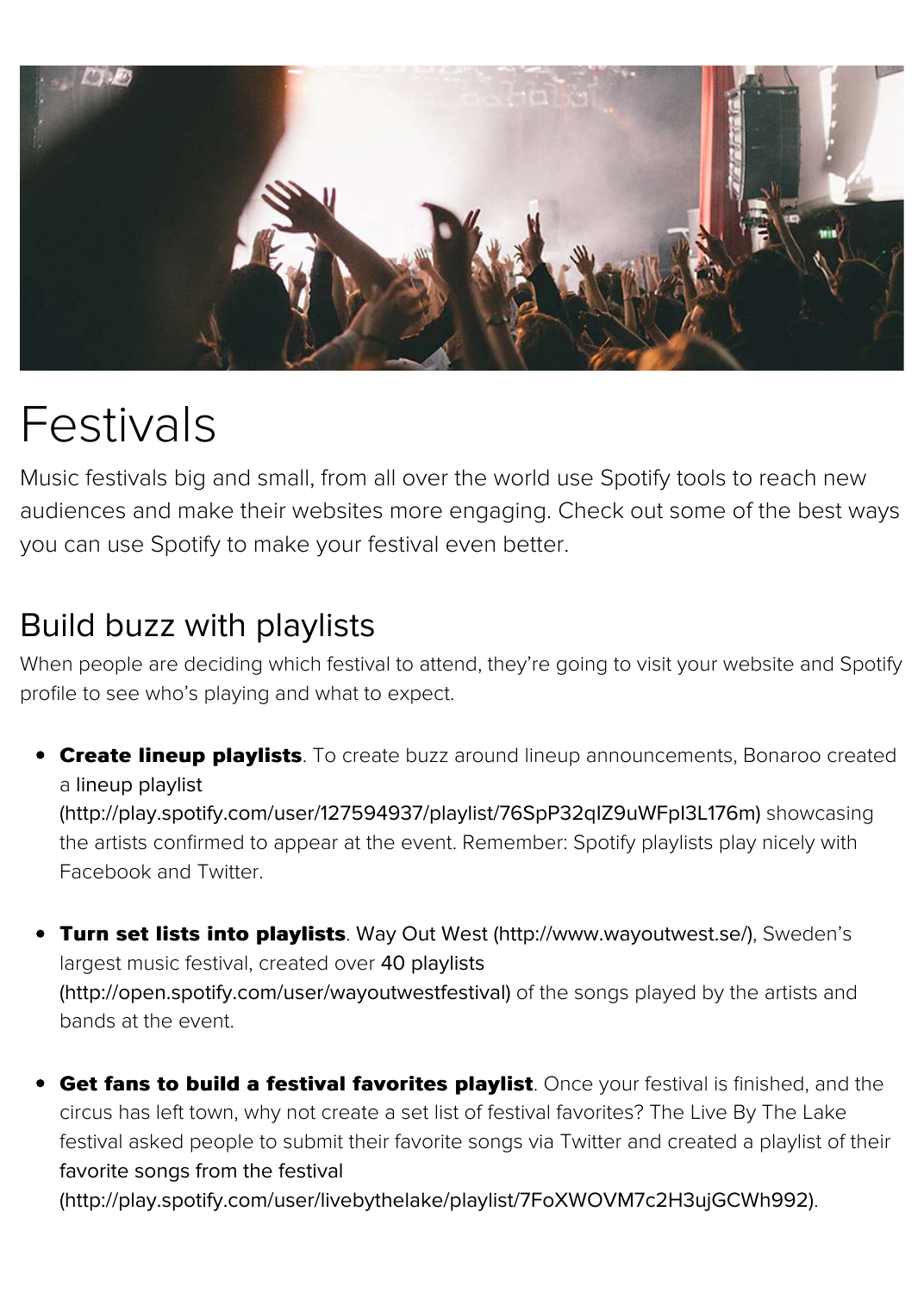# Festivals

Music festivals big and small, from all over the world use Spotify tools to reach new audiences and make their websites more engaging. Check out some of the best ways you can use Spotify to make your festival even better.

## Build buzz with playlists

When people are deciding which festival to attend, they're going to visit your website and Spotify profile to see who's playing and what to expect.

- **Create lineup playlists**. To create buzz around lineup announcements, Bonaroo created a lineup playlist (http://play.spotify.com/user/127594937/playlist/76SpP32qIZ9uWFpI3L176m) showcasing the artists confirmed to appear at the event. Remember: Spotify playlists play nicely with Facebook and Twitter.

- **Turn set lists into playlists**. Way Out West (http://www.wayoutwest.se/), Sweden's largest music festival, created over 40 playlists (http://open.spotify.com/user/wayoutwestfestival) of the songs played by the artists and bands at the event.

- **Get fans to build a festival favorites playlist**. Once your festival is finished, and the circus has left town, why not create a set list of festival favorites? The Live By The Lake festival asked people to submit their favorite songs via Twitter and created a playlist of their favorite songs from the festival (http://play.spotify.com/user/livebythelake/playlist/7FoXWOVM7c2H3ujGCWh992).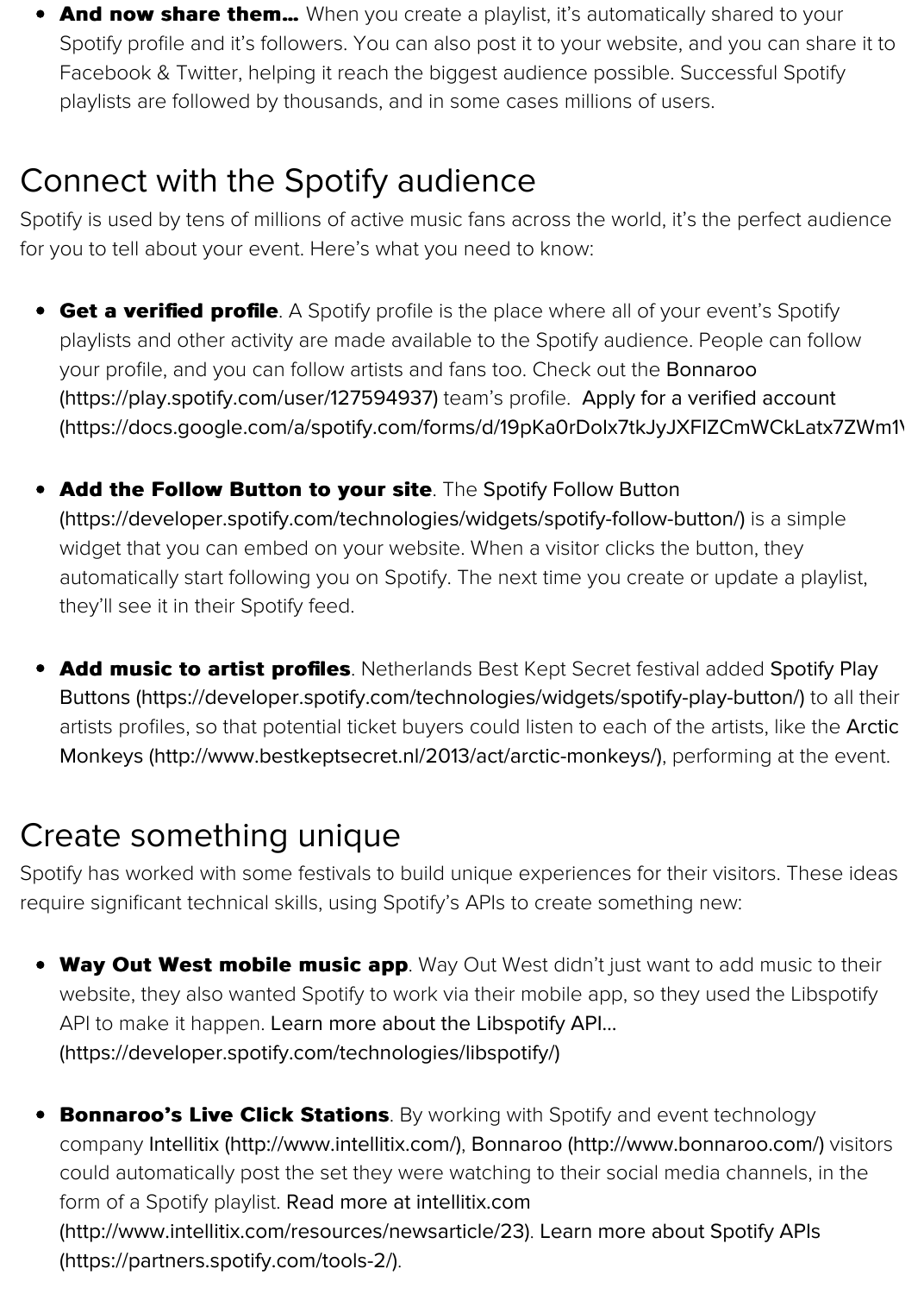- **And now share them…** When you create a playlist, it's automatically shared to your Spotify profile and it's followers. You can also post it to your website, and you can share it to Facebook & Twitter, helping it reach the biggest audience possible. Successful Spotify playlists are followed by thousands, and in some cases millions of users.

## Connect with the Spotify audience

Spotify is used by tens of millions of active music fans across the world, it's the perfect audience for you to tell about your event. Here's what you need to know:

- **Get a verified profile**. A Spotify profile is the place where all of your event's Spotify playlists and other activity are made available to the Spotify audience. People can follow your profile, and you can follow artists and fans too. Check out the Bonnaroo (https://play.spotify.com/user/127594937) team's profile. Apply for a verified account (https://docs.google.com/a/spotify.com/forms/d/19pKa0rDolx7tkJyJXFlZCmWCkLatx7ZWm1\

- **Add the Follow Button to your site**. The Spotify Follow Button (https://developer.spotify.com/technologies/widgets/spotify-follow-button/) is a simple widget that you can embed on your website. When a visitor clicks the button, they automatically start following you on Spotify. The next time you create or update a playlist, they'll see it in their Spotify feed.

- **Add music to artist profiles**. Netherlands Best Kept Secret festival added Spotify Play Buttons (https://developer.spotify.com/technologies/widgets/spotify-play-button/) to all their artists profiles, so that potential ticket buyers could listen to each of the artists, like the Arctic Monkeys (http://www.bestkeptsecret.nl/2013/act/arctic-monkeys/), performing at the event.

## Create something unique

Spotify has worked with some festivals to build unique experiences for their visitors. These ideas require significant technical skills, using Spotify's APIs to create something new:

- **Way Out West mobile music app**. Way Out West didn't just want to add music to their website, they also wanted Spotify to work via their mobile app, so they used the Libspotify API to make it happen. Learn more about the Libspotify API… (https://developer.spotify.com/technologies/libspotify/)

- **Bonnaroo's Live Click Stations**. By working with Spotify and event technology company Intellitix (http://www.intellitix.com/), Bonnaroo (http://www.bonnaroo.com/) visitors could automatically post the set they were watching to their social media channels, in the form of a Spotify playlist. Read more at intellitix.com (http://www.intellitix.com/resources/newsarticle/23). Learn more about Spotify APIs (https://partners.spotify.com/tools-2/).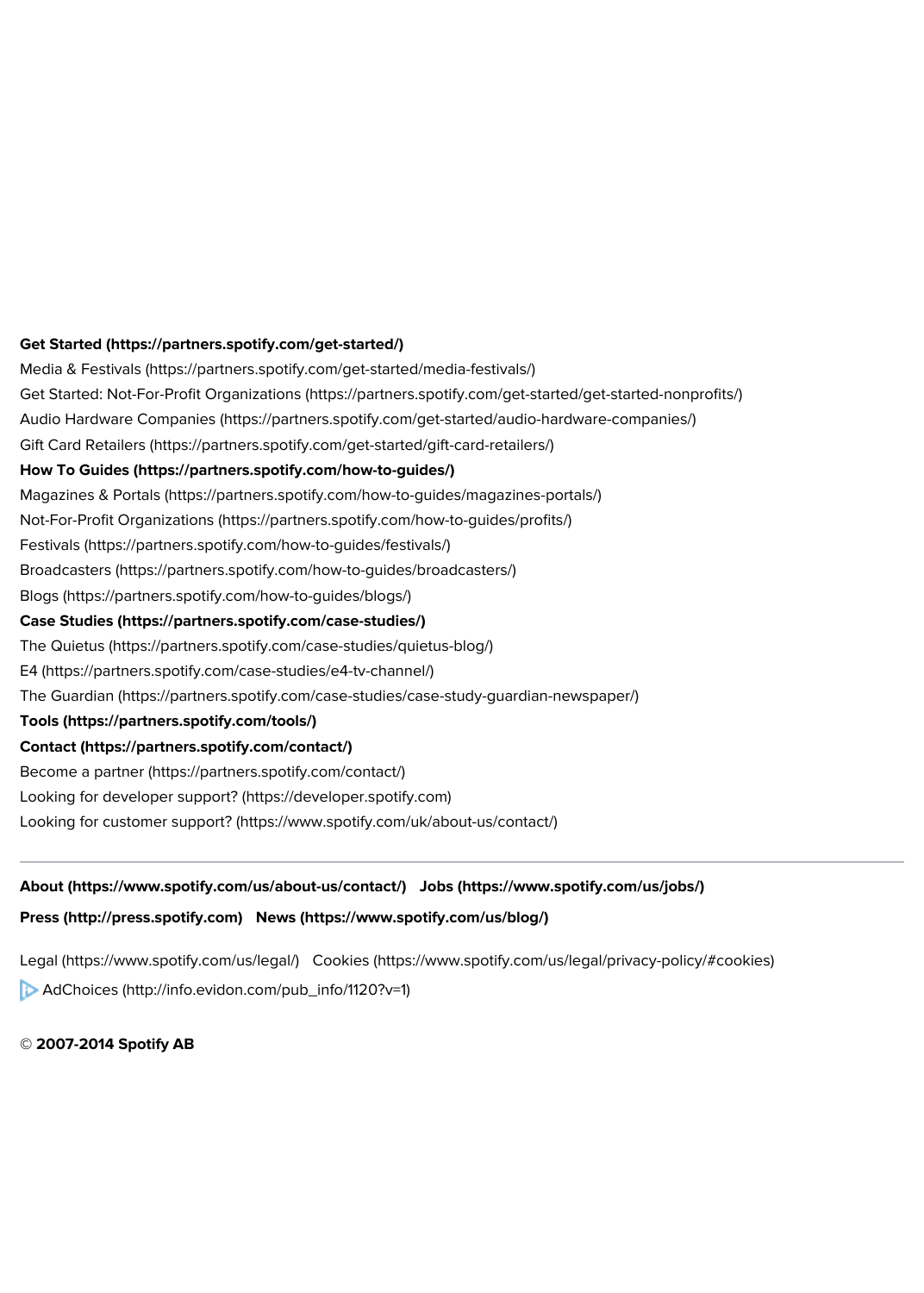**Get Started (https://partners.spotify.com/get-started/)**

Media & Festivals (https://partners.spotify.com/get-started/media-festivals/)

Get Started: Not-For-Profit Organizations (https://partners.spotify.com/get-started/get-started-nonprofits/)

Audio Hardware Companies (https://partners.spotify.com/get-started/audio-hardware-companies/)

Gift Card Retailers (https://partners.spotify.com/get-started/gift-card-retailers/)

**How To Guides (https://partners.spotify.com/how-to-guides/)**

Magazines & Portals (https://partners.spotify.com/how-to-guides/magazines-portals/)

Not-For-Profit Organizations (https://partners.spotify.com/how-to-guides/profits/)

Festivals (https://partners.spotify.com/how-to-guides/festivals/)

Broadcasters (https://partners.spotify.com/how-to-guides/broadcasters/)

Blogs (https://partners.spotify.com/how-to-guides/blogs/)

**Case Studies (https://partners.spotify.com/case-studies/)**

The Quietus (https://partners.spotify.com/case-studies/quietus-blog/)

E4 (https://partners.spotify.com/case-studies/e4-tv-channel/)

The Guardian (https://partners.spotify.com/case-studies/case-study-guardian-newspaper/)

**Tools (https://partners.spotify.com/tools/)**

**Contact (https://partners.spotify.com/contact/)**

Become a partner (https://partners.spotify.com/contact/)

Looking for developer support? (https://developer.spotify.com)

Looking for customer support? (https://www.spotify.com/uk/about-us/contact/)

---

**About (https://www.spotify.com/us/about-us/contact/)** **Jobs (https://www.spotify.com/us/jobs/)**

**Press (http://press.spotify.com)** **News (https://www.spotify.com/us/blog/)**

Legal (https://www.spotify.com/us/legal/) Cookies (https://www.spotify.com/us/legal/privacy-policy/#cookies)

AdChoices (http://info.evidon.com/pub_info/1120?v=1)

© **2007-2014 Spotify AB**